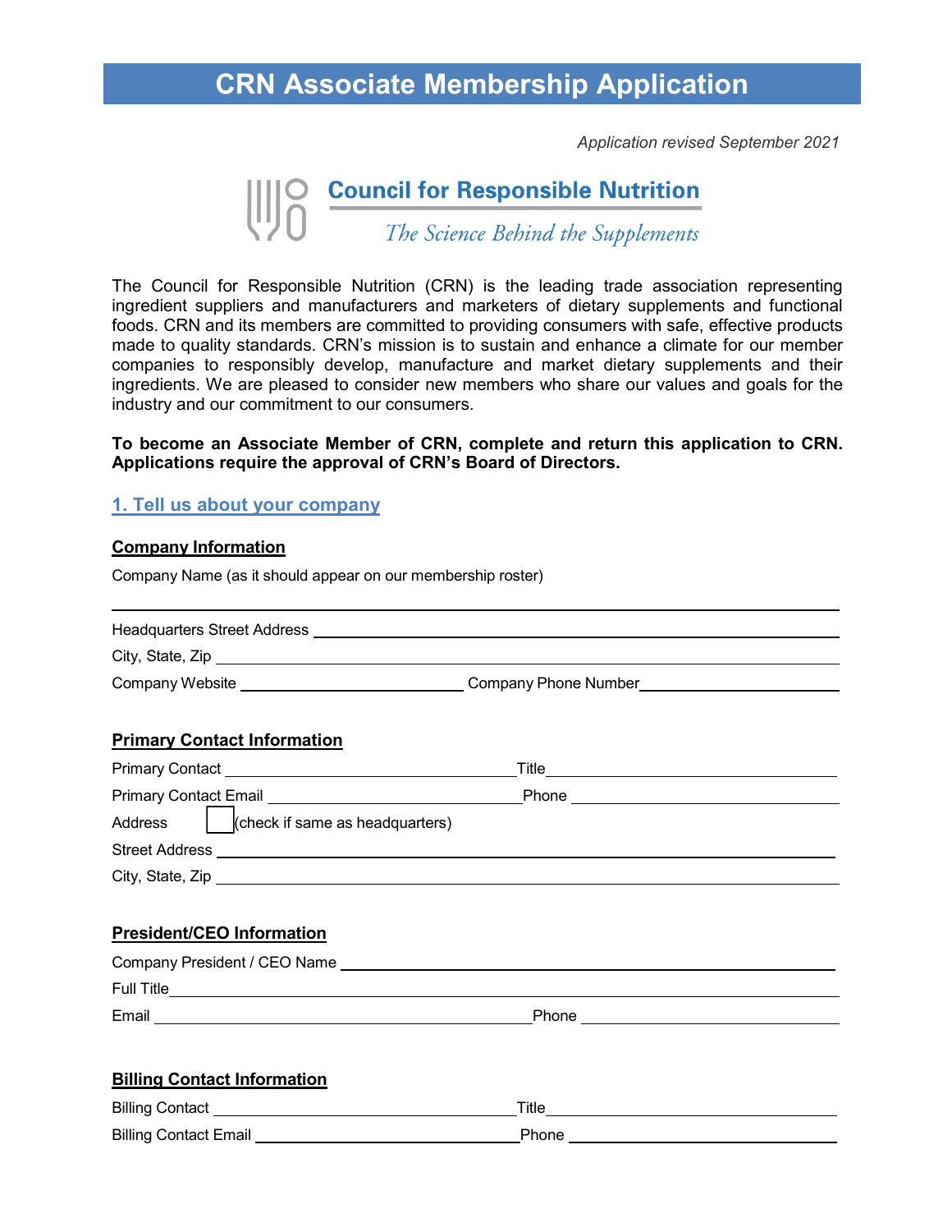# CRN Associate Membership Application

*Application revised September 2021*

**Council for Responsible Nutrition**

*The Science Behind the Supplements*

The Council for Responsible Nutrition (CRN) is the leading trade association representing ingredient suppliers and manufacturers and marketers of dietary supplements and functional foods. CRN and its members are committed to providing consumers with safe, effective products made to quality standards. CRN's mission is to sustain and enhance a climate for our member companies to responsibly develop, manufacture and market dietary supplements and their ingredients. We are pleased to consider new members who share our values and goals for the industry and our commitment to our consumers.

**To become an Associate Member of CRN, complete and return this application to CRN. Applications require the approval of CRN's Board of Directors.**

## 1. Tell us about your company

### Company Information

Company Name (as it should appear on our membership roster)

\_\_\_\_\_\_\_\_\_\_\_\_\_\_\_\_\_\_\_\_\_\_\_\_\_\_\_\_\_\_\_\_\_\_\_\_\_\_\_\_

Headquarters Street Address \_\_\_\_\_\_\_\_\_\_\_\_\_\_\_\_\_\_\_\_\_\_\_\_\_\_\_\_\_\_

City, State, Zip \_\_\_\_\_\_\_\_\_\_\_\_\_\_\_\_\_\_\_\_\_\_\_\_\_\_\_\_\_\_

Company Website \_\_\_\_\_\_\_\_\_\_\_\_\_\_\_\_\_\_ Company Phone Number \_\_\_\_\_\_\_\_\_\_\_\_\_\_\_\_\_\_

### Primary Contact Information

Primary Contact \_\_\_\_\_\_\_\_\_\_\_\_\_\_\_\_\_\_ Title \_\_\_\_\_\_\_\_\_\_\_\_\_\_\_\_\_\_

Primary Contact Email \_\_\_\_\_\_\_\_\_\_\_\_\_\_\_\_\_\_ Phone \_\_\_\_\_\_\_\_\_\_\_\_\_\_\_\_\_\_

Address ☐ (check if same as headquarters)

Street Address \_\_\_\_\_\_\_\_\_\_\_\_\_\_\_\_\_\_\_\_\_\_\_\_\_\_\_\_\_\_

City, State, Zip \_\_\_\_\_\_\_\_\_\_\_\_\_\_\_\_\_\_\_\_\_\_\_\_\_\_\_\_\_\_

### President/CEO Information

Company President / CEO Name \_\_\_\_\_\_\_\_\_\_\_\_\_\_\_\_\_\_\_\_\_\_\_\_\_\_\_\_\_\_

Full Title \_\_\_\_\_\_\_\_\_\_\_\_\_\_\_\_\_\_\_\_\_\_\_\_\_\_\_\_\_\_

Email \_\_\_\_\_\_\_\_\_\_\_\_\_\_\_\_\_\_ Phone \_\_\_\_\_\_\_\_\_\_\_\_\_\_\_\_\_\_

### Billing Contact Information

Billing Contact \_\_\_\_\_\_\_\_\_\_\_\_\_\_\_\_\_\_ Title \_\_\_\_\_\_\_\_\_\_\_\_\_\_\_\_\_\_

Billing Contact Email \_\_\_\_\_\_\_\_\_\_\_\_\_\_\_\_\_\_ Phone \_\_\_\_\_\_\_\_\_\_\_\_\_\_\_\_\_\_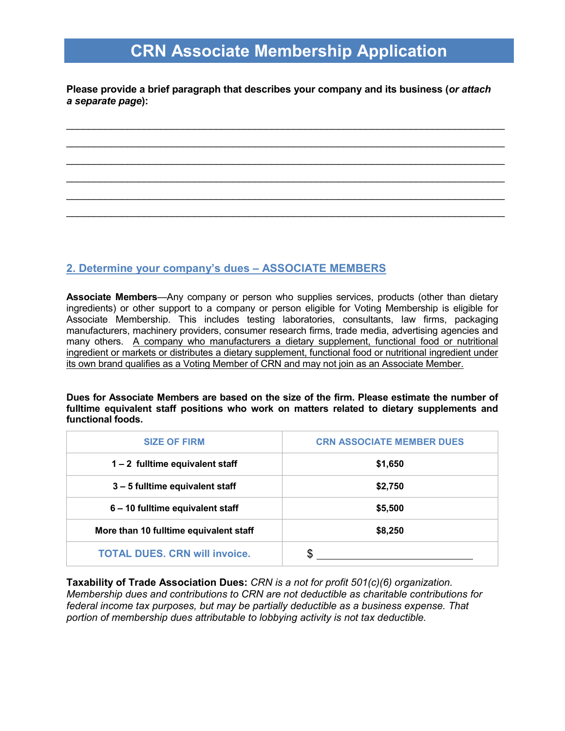# CRN Associate Membership Application

**Please provide a brief paragraph that describes your company and its business (*or attach a separate page*):**

\_\_\_\_\_\_\_\_\_\_\_\_\_\_\_\_\_\_\_\_\_\_\_\_\_\_\_\_\_\_\_\_\_\_\_\_\_\_\_\_\_\_\_\_\_\_\_\_\_\_\_\_\_\_\_\_\_\_\_\_\_\_\_\_\_\_\_\_\_\_\_\_\_\_\_\_\_\_

\_\_\_\_\_\_\_\_\_\_\_\_\_\_\_\_\_\_\_\_\_\_\_\_\_\_\_\_\_\_\_\_\_\_\_\_\_\_\_\_\_\_\_\_\_\_\_\_\_\_\_\_\_\_\_\_\_\_\_\_\_\_\_\_\_\_\_\_\_\_\_\_\_\_\_\_\_\_

\_\_\_\_\_\_\_\_\_\_\_\_\_\_\_\_\_\_\_\_\_\_\_\_\_\_\_\_\_\_\_\_\_\_\_\_\_\_\_\_\_\_\_\_\_\_\_\_\_\_\_\_\_\_\_\_\_\_\_\_\_\_\_\_\_\_\_\_\_\_\_\_\_\_\_\_\_\_

\_\_\_\_\_\_\_\_\_\_\_\_\_\_\_\_\_\_\_\_\_\_\_\_\_\_\_\_\_\_\_\_\_\_\_\_\_\_\_\_\_\_\_\_\_\_\_\_\_\_\_\_\_\_\_\_\_\_\_\_\_\_\_\_\_\_\_\_\_\_\_\_\_\_\_\_\_\_

\_\_\_\_\_\_\_\_\_\_\_\_\_\_\_\_\_\_\_\_\_\_\_\_\_\_\_\_\_\_\_\_\_\_\_\_\_\_\_\_\_\_\_\_\_\_\_\_\_\_\_\_\_\_\_\_\_\_\_\_\_\_\_\_\_\_\_\_\_\_\_\_\_\_\_\_\_\_

\_\_\_\_\_\_\_\_\_\_\_\_\_\_\_\_\_\_\_\_\_\_\_\_\_\_\_\_\_\_\_\_\_\_\_\_\_\_\_\_\_\_\_\_\_\_\_\_\_\_\_\_\_\_\_\_\_\_\_\_\_\_\_\_\_\_\_\_\_\_\_\_\_\_\_\_\_\_

## 2. Determine your company's dues – ASSOCIATE MEMBERS

**Associate Members**—Any company or person who supplies services, products (other than dietary ingredients) or other support to a company or person eligible for Voting Membership is eligible for Associate Membership. This includes testing laboratories, consultants, law firms, packaging manufacturers, machinery providers, consumer research firms, trade media, advertising agencies and many others. <u>A company who manufacturers a dietary supplement, functional food or nutritional ingredient or markets or distributes a dietary supplement, functional food or nutritional ingredient under its own brand qualifies as a Voting Member of CRN and may not join as an Associate Member.</u>

**Dues for Associate Members are based on the size of the firm. Please estimate the number of fulltime equivalent staff positions who work on matters related to dietary supplements and functional foods.**

| SIZE OF FIRM | CRN ASSOCIATE MEMBER DUES |
|---|---|
| 1 – 2 fulltime equivalent staff | $1,650 |
| 3 – 5 fulltime equivalent staff | $2,750 |
| 6 – 10 fulltime equivalent staff | $5,500 |
| More than 10 fulltime equivalent staff | $8,250 |
| TOTAL DUES. CRN will invoice. | $ \_\_\_\_\_\_\_\_\_\_\_\_\_\_\_\_\_\_\_\_ |

**Taxability of Trade Association Dues:** *CRN is a not for profit 501(c)(6) organization. Membership dues and contributions to CRN are not deductible as charitable contributions for federal income tax purposes, but may be partially deductible as a business expense. That portion of membership dues attributable to lobbying activity is not tax deductible.*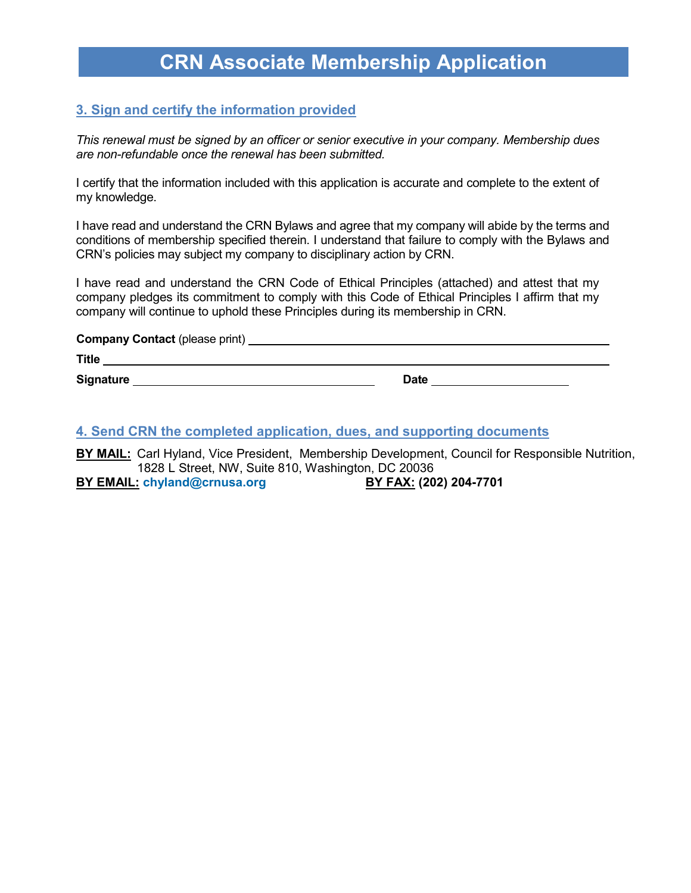# CRN Associate Membership Application

## 3. Sign and certify the information provided

*This renewal must be signed by an officer or senior executive in your company. Membership dues are non-refundable once the renewal has been submitted.*

I certify that the information included with this application is accurate and complete to the extent of my knowledge.

I have read and understand the CRN Bylaws and agree that my company will abide by the terms and conditions of membership specified therein. I understand that failure to comply with the Bylaws and CRN's policies may subject my company to disciplinary action by CRN.

I have read and understand the CRN Code of Ethical Principles (attached) and attest that my company pledges its commitment to comply with this Code of Ethical Principles I affirm that my company will continue to uphold these Principles during its membership in CRN.

**Company Contact** (please print) ______________________________

**Title** ______________________________

**Signature** ______________________________ **Date** ____________________

## 4. Send CRN the completed application, dues, and supporting documents

**BY MAIL:** Carl Hyland, Vice President, Membership Development, Council for Responsible Nutrition, 1828 L Street, NW, Suite 810, Washington, DC 20036

**BY EMAIL:** **chyland@crnusa.org** **BY FAX:** **(202) 204-7701**